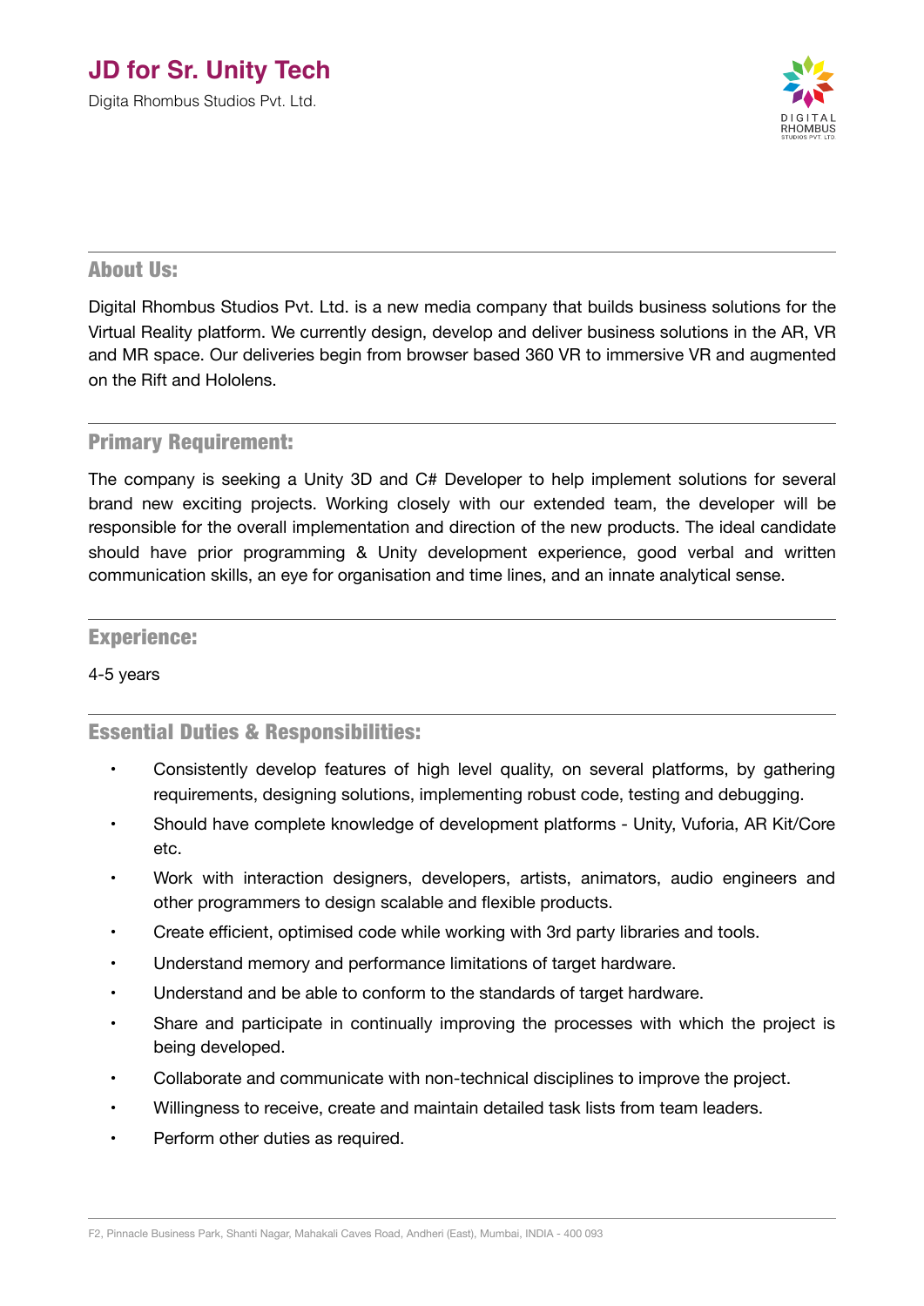# JD for Sr. Unity Tech

Digita Rhombus Studios Pvt. Ltd.

## About Us:

Digital Rhombus Studios Pvt. Ltd. is a new media company that builds business solutions for the Virtual Reality platform. We currently design, develop and deliver business solutions in the AR, VR and MR space. Our deliveries begin from browser based 360 VR to immersive VR and augmented on the Rift and Hololens.

## Primary Requirement:

The company is seeking a Unity 3D and C# Developer to help implement solutions for several brand new exciting projects. Working closely with our extended team, the developer will be responsible for the overall implementation and direction of the new products. The ideal candidate should have prior programming & Unity development experience, good verbal and written communication skills, an eye for organisation and time lines, and an innate analytical sense.

## Experience:

4-5 years

## Essential Duties & Responsibilities:

- Consistently develop features of high level quality, on several platforms, by gathering requirements, designing solutions, implementing robust code, testing and debugging.
- Should have complete knowledge of development platforms - Unity, Vuforia, AR Kit/Core etc.
- Work with interaction designers, developers, artists, animators, audio engineers and other programmers to design scalable and flexible products.
- Create efficient, optimised code while working with 3rd party libraries and tools.
- Understand memory and performance limitations of target hardware.
- Understand and be able to conform to the standards of target hardware.
- Share and participate in continually improving the processes with which the project is being developed.
- Collaborate and communicate with non-technical disciplines to improve the project.
- Willingness to receive, create and maintain detailed task lists from team leaders.
- Perform other duties as required.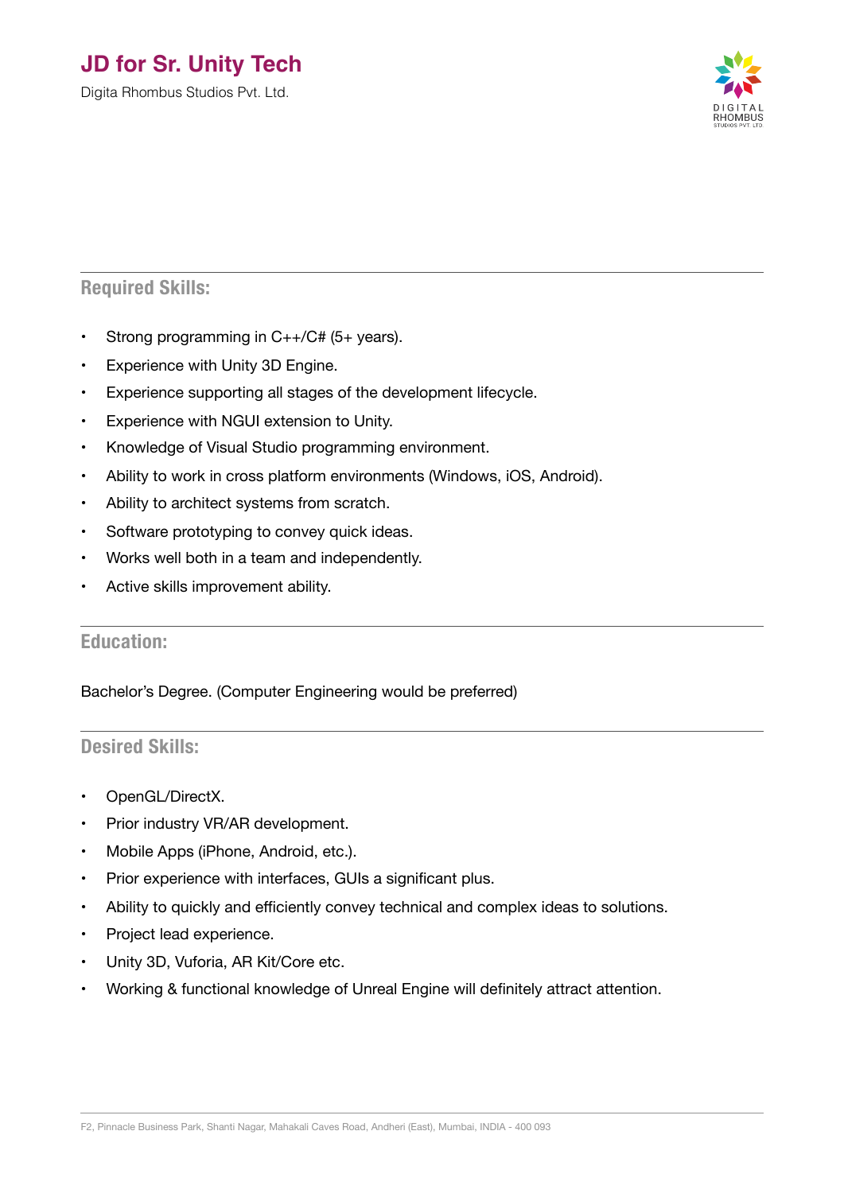## Required Skills:

- Strong programming in C++/C# (5+ years).
- Experience with Unity 3D Engine.
- Experience supporting all stages of the development lifecycle.
- Experience with NGUI extension to Unity.
- Knowledge of Visual Studio programming environment.
- Ability to work in cross platform environments (Windows, iOS, Android).
- Ability to architect systems from scratch.
- Software prototyping to convey quick ideas.
- Works well both in a team and independently.
- Active skills improvement ability.

## Education:

Bachelor's Degree. (Computer Engineering would be preferred)

## Desired Skills:

- OpenGL/DirectX.
- Prior industry VR/AR development.
- Mobile Apps (iPhone, Android, etc.).
- Prior experience with interfaces, GUIs a significant plus.
- Ability to quickly and efficiently convey technical and complex ideas to solutions.
- Project lead experience.
- Unity 3D, Vuforia, AR Kit/Core etc.
- Working & functional knowledge of Unreal Engine will definitely attract attention.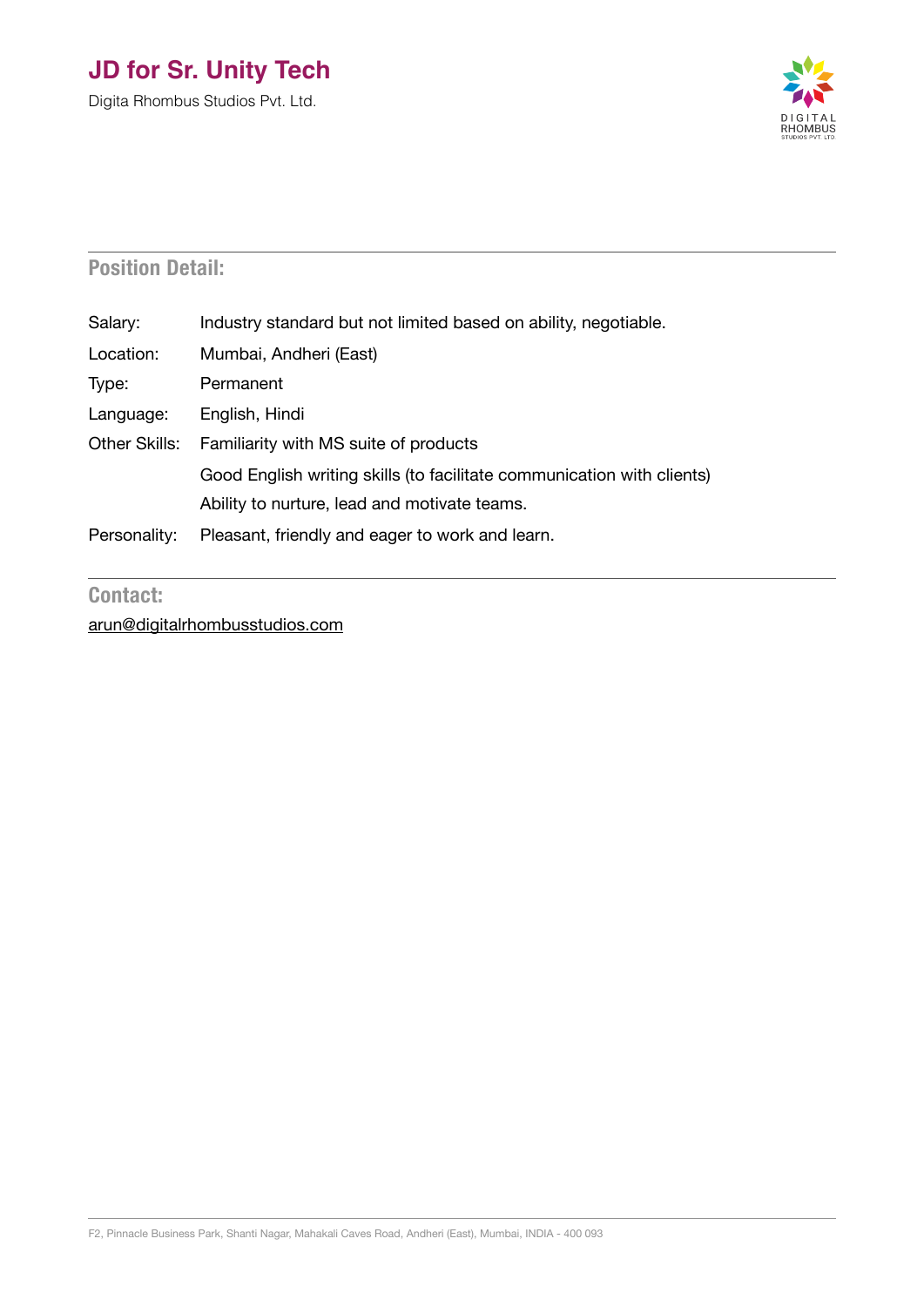# JD for Sr. Unity Tech

Digita Rhombus Studios Pvt. Ltd.

## Position Detail:

| | |
|---|---|
| Salary: | Industry standard but not limited based on ability, negotiable. |
| Location: | Mumbai, Andheri (East) |
| Type: | Permanent |
| Language: | English, Hindi |
| Other Skills: | Familiarity with MS suite of products |
| | Good English writing skills (to facilitate communication with clients) |
| | Ability to nurture, lead and motivate teams. |
| Personality: | Pleasant, friendly and eager to work and learn. |

## Contact:

arun@digitalrhombusstudios.com

F2, Pinnacle Business Park, Shanti Nagar, Mahakali Caves Road, Andheri (East), Mumbai, INDIA - 400 093